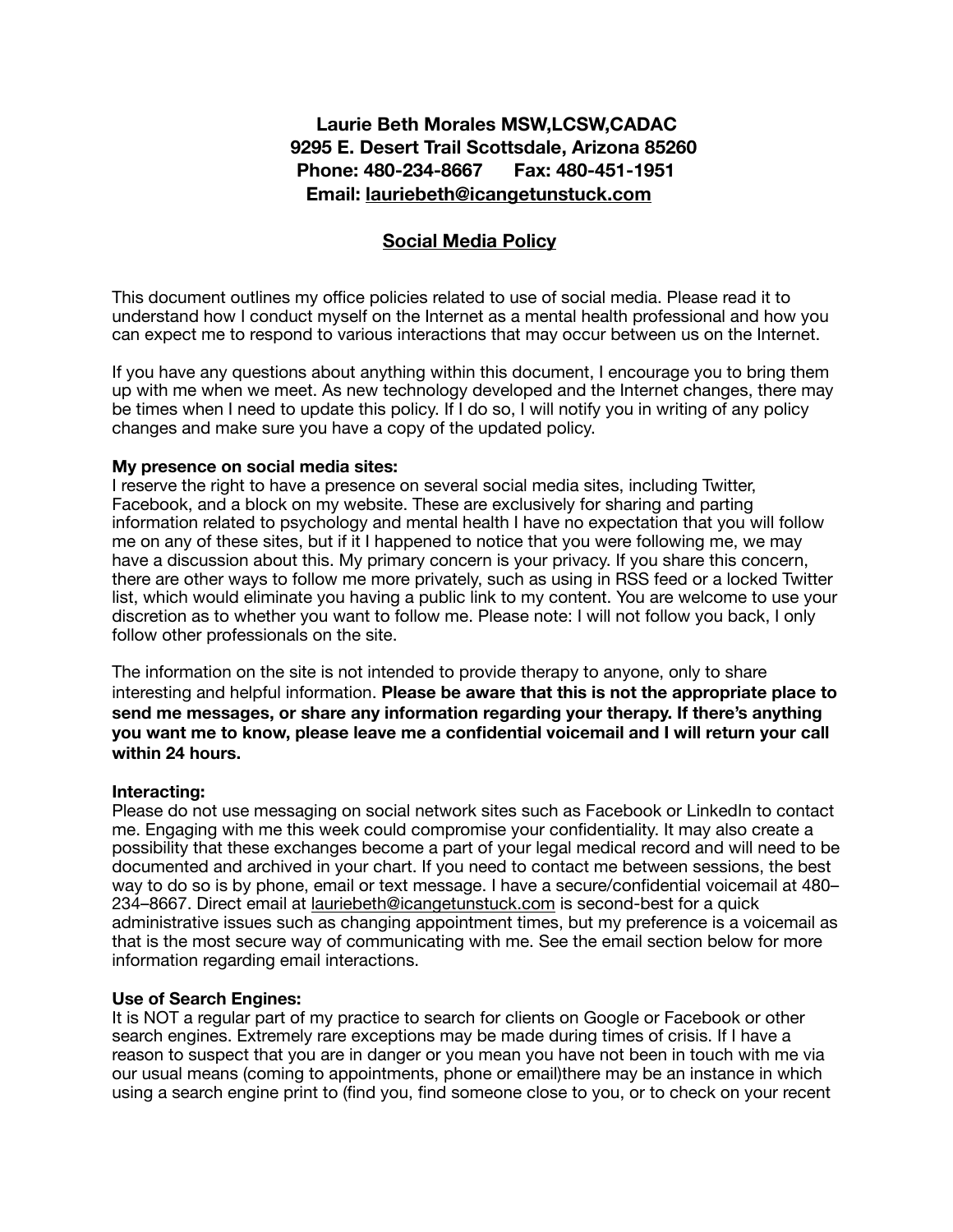**Laurie Beth Morales MSW,LCSW,CADAC**
**9295 E. Desert Trail Scottsdale, Arizona 85260**
**Phone: 480-234-8667 Fax: 480-451-1951**
**Email: lauriebeth@icangetunstuck.com**

## Social Media Policy

This document outlines my office policies related to use of social media. Please read it to understand how I conduct myself on the Internet as a mental health professional and how you can expect me to respond to various interactions that may occur between us on the Internet.

If you have any questions about anything within this document, I encourage you to bring them up with me when we meet. As new technology developed and the Internet changes, there may be times when I need to update this policy. If I do so, I will notify you in writing of any policy changes and make sure you have a copy of the updated policy.

**My presence on social media sites:**
I reserve the right to have a presence on several social media sites, including Twitter, Facebook, and a block on my website. These are exclusively for sharing and parting information related to psychology and mental health I have no expectation that you will follow me on any of these sites, but if it I happened to notice that you were following me, we may have a discussion about this. My primary concern is your privacy. If you share this concern, there are other ways to follow me more privately, such as using in RSS feed or a locked Twitter list, which would eliminate you having a public link to my content. You are welcome to use your discretion as to whether you want to follow me. Please note: I will not follow you back, I only follow other professionals on the site.

The information on the site is not intended to provide therapy to anyone, only to share interesting and helpful information. **Please be aware that this is not the appropriate place to send me messages, or share any information regarding your therapy. If there's anything you want me to know, please leave me a confidential voicemail and I will return your call within 24 hours.**

**Interacting:**
Please do not use messaging on social network sites such as Facebook or LinkedIn to contact me. Engaging with me this week could compromise your confidentiality. It may also create a possibility that these exchanges become a part of your legal medical record and will need to be documented and archived in your chart. If you need to contact me between sessions, the best way to do so is by phone, email or text message. I have a secure/confidential voicemail at 480–234–8667. Direct email at lauriebeth@icangetunstuck.com is second-best for a quick administrative issues such as changing appointment times, but my preference is a voicemail as that is the most secure way of communicating with me. See the email section below for more information regarding email interactions.

**Use of Search Engines:**
It is NOT a regular part of my practice to search for clients on Google or Facebook or other search engines. Extremely rare exceptions may be made during times of crisis. If I have a reason to suspect that you are in danger or you mean you have not been in touch with me via our usual means (coming to appointments, phone or email)there may be an instance in which using a search engine print to (find you, find someone close to you, or to check on your recent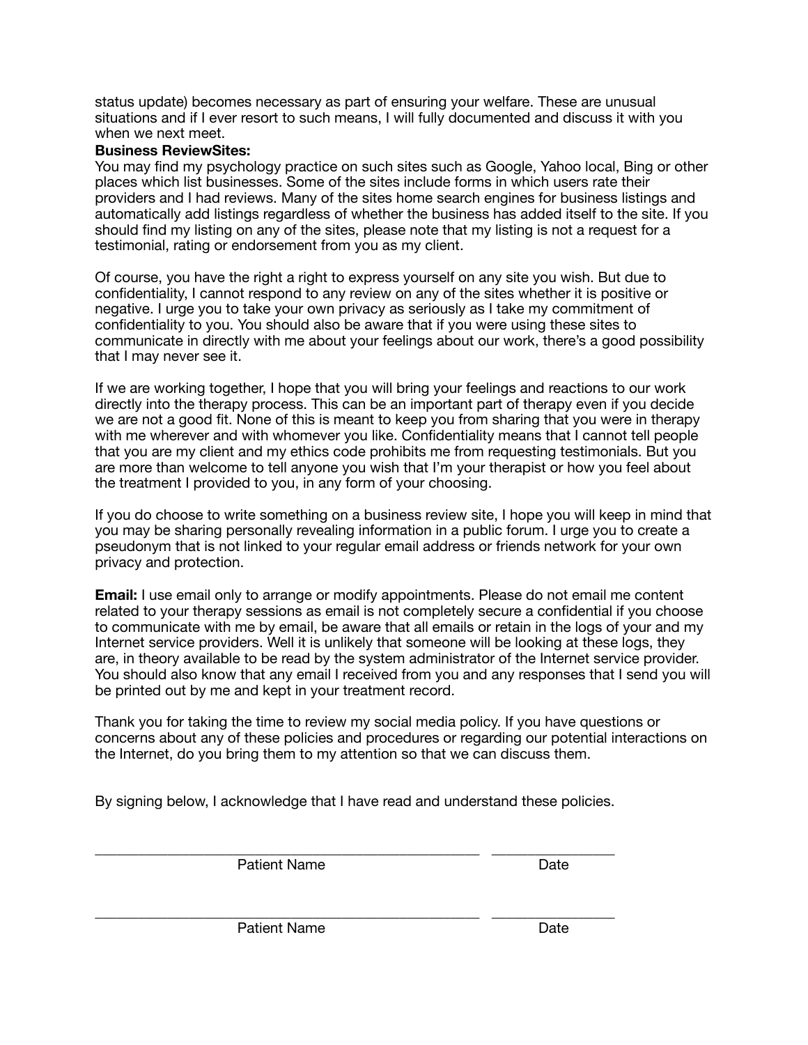status update) becomes necessary as part of ensuring your welfare. These are unusual situations and if I ever resort to such means, I will fully documented and discuss it with you when we next meet.

**Business ReviewSites:**
You may find my psychology practice on such sites such as Google, Yahoo local, Bing or other places which list businesses. Some of the sites include forms in which users rate their providers and I had reviews. Many of the sites home search engines for business listings and automatically add listings regardless of whether the business has added itself to the site. If you should find my listing on any of the sites, please note that my listing is not a request for a testimonial, rating or endorsement from you as my client.

Of course, you have the right a right to express yourself on any site you wish. But due to confidentiality, I cannot respond to any review on any of the sites whether it is positive or negative. I urge you to take your own privacy as seriously as I take my commitment of confidentiality to you. You should also be aware that if you were using these sites to communicate in directly with me about your feelings about our work, there's a good possibility that I may never see it.

If we are working together, I hope that you will bring your feelings and reactions to our work directly into the therapy process. This can be an important part of therapy even if you decide we are not a good fit. None of this is meant to keep you from sharing that you were in therapy with me wherever and with whomever you like. Confidentiality means that I cannot tell people that you are my client and my ethics code prohibits me from requesting testimonials. But you are more than welcome to tell anyone you wish that I'm your therapist or how you feel about the treatment I provided to you, in any form of your choosing.

If you do choose to write something on a business review site, I hope you will keep in mind that you may be sharing personally revealing information in a public forum. I urge you to create a pseudonym that is not linked to your regular email address or friends network for your own privacy and protection.

**Email:** I use email only to arrange or modify appointments. Please do not email me content related to your therapy sessions as email is not completely secure a confidential if you choose to communicate with me by email, be aware that all emails or retain in the logs of your and my Internet service providers. Well it is unlikely that someone will be looking at these logs, they are, in theory available to be read by the system administrator of the Internet service provider. You should also know that any email I received from you and any responses that I send you will be printed out by me and kept in your treatment record.

Thank you for taking the time to review my social media policy. If you have questions or concerns about any of these policies and procedures or regarding our potential interactions on the Internet, do you bring them to my attention so that we can discuss them.

By signing below, I acknowledge that I have read and understand these policies.

\_\_\_\_\_\_\_\_\_\_\_\_\_\_\_\_\_\_\_\_\_\_\_\_\_\_\_\_\_\_\_\_\_\_\_\_\_\_\_\_\_\_\_\_\_\_\_\_ \_\_\_\_\_\_\_\_\_\_\_\_\_\_\_\_
Patient Name Date

\_\_\_\_\_\_\_\_\_\_\_\_\_\_\_\_\_\_\_\_\_\_\_\_\_\_\_\_\_\_\_\_\_\_\_\_\_\_\_\_\_\_\_\_\_\_\_\_ \_\_\_\_\_\_\_\_\_\_\_\_\_\_\_\_
Patient Name Date